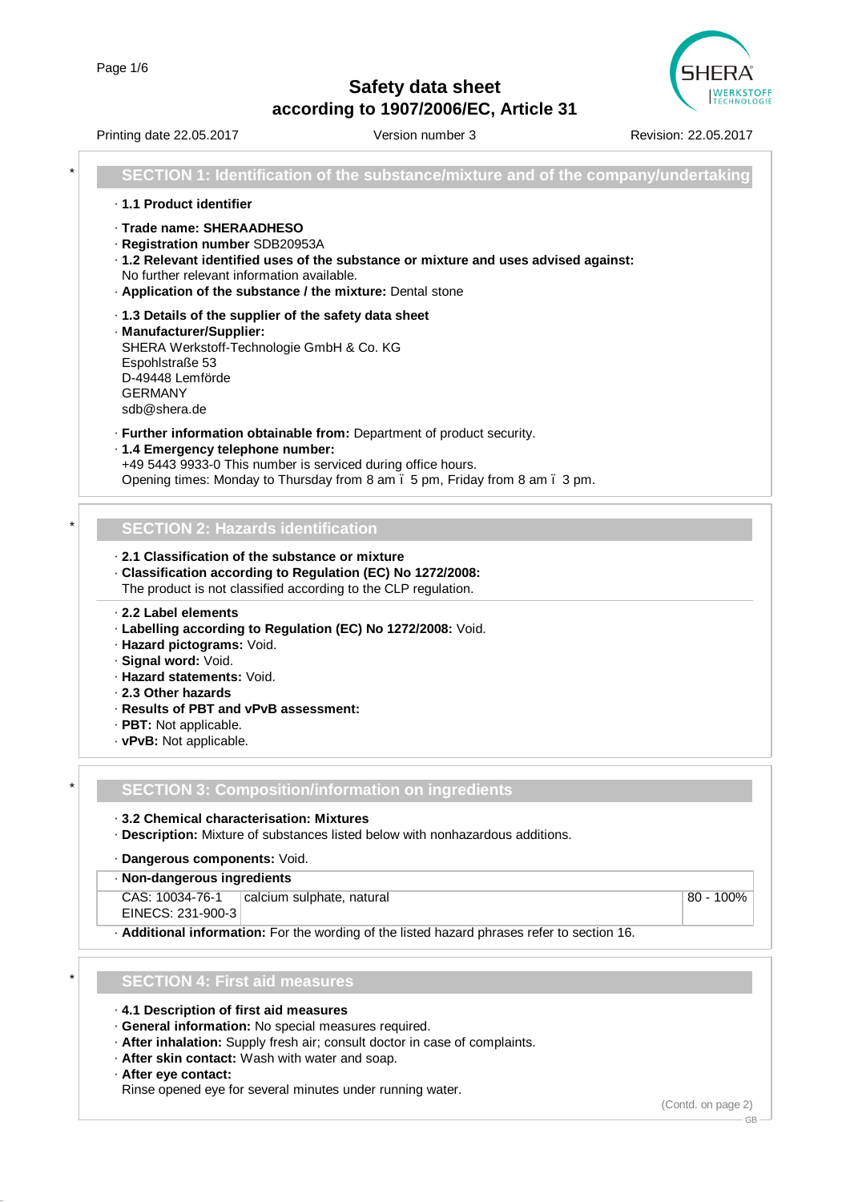# Safety data sheet
## according to 1907/2006/EC, Article 31

Printing date 22.05.2017 | Version number 3 | Revision: 22.05.2017

## SECTION 1: Identification of the substance/mixture and of the company/undertaking

· **1.1 Product identifier**

· **Trade name: SHERAADHESO**
· **Registration number** SDB20953A
· **1.2 Relevant identified uses of the substance or mixture and uses advised against:**
No further relevant information available.
· **Application of the substance / the mixture:** Dental stone

· **1.3 Details of the supplier of the safety data sheet**
· **Manufacturer/Supplier:**
SHERA Werkstoff-Technologie GmbH & Co. KG
Espohlstraße 53
D-49448 Lemförde
GERMANY
sdb@shera.de

· **Further information obtainable from:** Department of product security.
· **1.4 Emergency telephone number:**
+49 5443 9933-0 This number is serviced during office hours.
Opening times: Monday to Thursday from 8 am ï 5 pm, Friday from 8 am ï 3 pm.

## SECTION 2: Hazards identification

· **2.1 Classification of the substance or mixture**
· **Classification according to Regulation (EC) No 1272/2008:**
The product is not classified according to the CLP regulation.

· **2.2 Label elements**
· **Labelling according to Regulation (EC) No 1272/2008:** Void.
· **Hazard pictograms:** Void.
· **Signal word:** Void.
· **Hazard statements:** Void.
· **2.3 Other hazards**
· **Results of PBT and vPvB assessment:**
· **PBT:** Not applicable.
· **vPvB:** Not applicable.

## SECTION 3: Composition/information on ingredients

· **3.2 Chemical characterisation: Mixtures**
· **Description:** Mixture of substances listed below with nonhazardous additions.

· **Dangerous components:** Void.

· **Non-dangerous ingredients**

| | | |
|---|---|---|
| CAS: 10034-76-1<br>EINECS: 231-900-3 | calcium sulphate, natural | 80 - 100% |

· **Additional information:** For the wording of the listed hazard phrases refer to section 16.

## SECTION 4: First aid measures

· **4.1 Description of first aid measures**
· **General information:** No special measures required.
· **After inhalation:** Supply fresh air; consult doctor in case of complaints.
· **After skin contact:** Wash with water and soap.
· **After eye contact:**
Rinse opened eye for several minutes under running water.

(Contd. on page 2)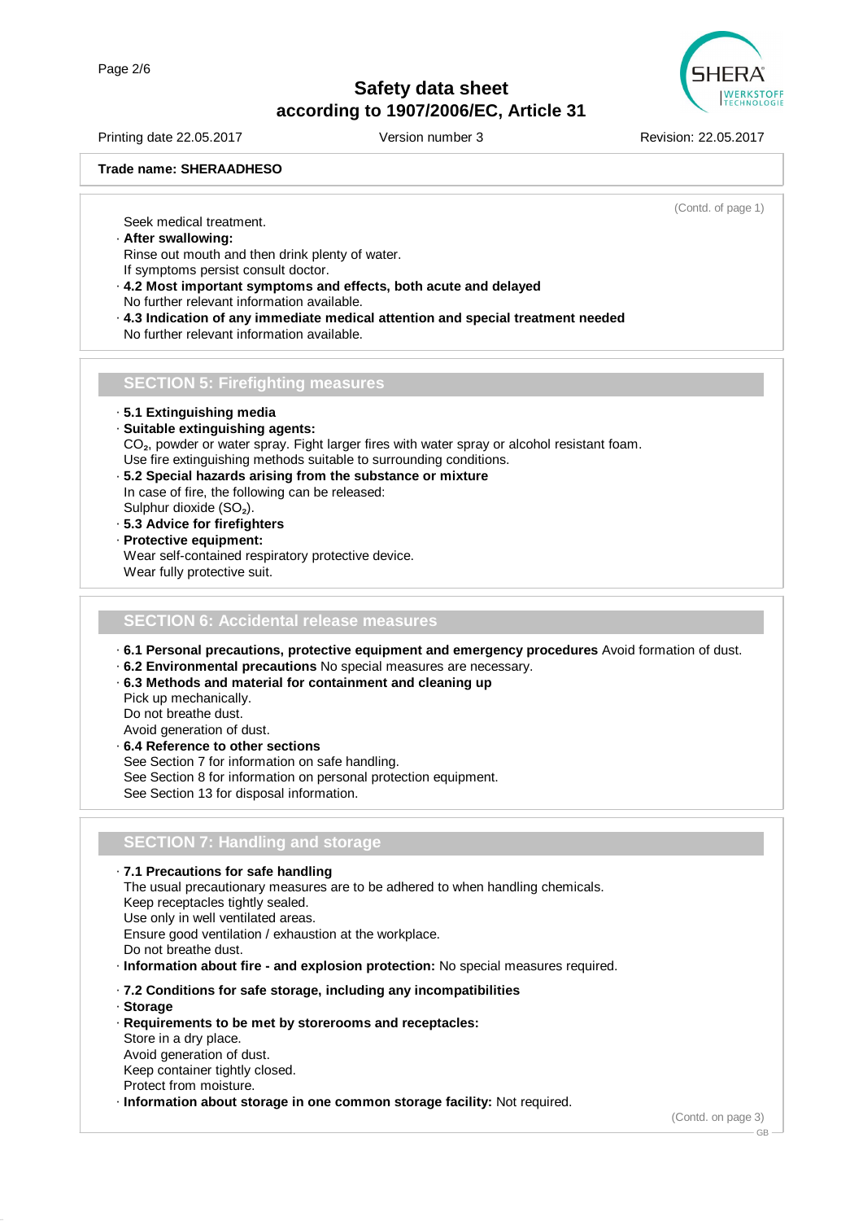**Trade name: SHERAADHESO**

(Contd. of page 1)

Seek medical treatment.

· **After swallowing:**
Rinse out mouth and then drink plenty of water.
If symptoms persist consult doctor.

· **4.2 Most important symptoms and effects, both acute and delayed**
No further relevant information available.

· **4.3 Indication of any immediate medical attention and special treatment needed**
No further relevant information available.

## SECTION 5: Firefighting measures

· **5.1 Extinguishing media**

· **Suitable extinguishing agents:**
$CO_2$, powder or water spray. Fight larger fires with water spray or alcohol resistant foam.
Use fire extinguishing methods suitable to surrounding conditions.

· **5.2 Special hazards arising from the substance or mixture**
In case of fire, the following can be released:
Sulphur dioxide ($SO_2$).

· **5.3 Advice for firefighters**

· **Protective equipment:**
Wear self-contained respiratory protective device.
Wear fully protective suit.

## SECTION 6: Accidental release measures

· **6.1 Personal precautions, protective equipment and emergency procedures** Avoid formation of dust.

· **6.2 Environmental precautions** No special measures are necessary.

· **6.3 Methods and material for containment and cleaning up**
Pick up mechanically.
Do not breathe dust.
Avoid generation of dust.

· **6.4 Reference to other sections**
See Section 7 for information on safe handling.
See Section 8 for information on personal protection equipment.
See Section 13 for disposal information.

## SECTION 7: Handling and storage

· **7.1 Precautions for safe handling**
The usual precautionary measures are to be adhered to when handling chemicals.
Keep receptacles tightly sealed.
Use only in well ventilated areas.
Ensure good ventilation / exhaustion at the workplace.
Do not breathe dust.

· **Information about fire - and explosion protection:** No special measures required.

· **7.2 Conditions for safe storage, including any incompatibilities**

· **Storage**

· **Requirements to be met by storerooms and receptacles:**
Store in a dry place.
Avoid generation of dust.
Keep container tightly closed.
Protect from moisture.

· **Information about storage in one common storage facility:** Not required.

(Contd. on page 3)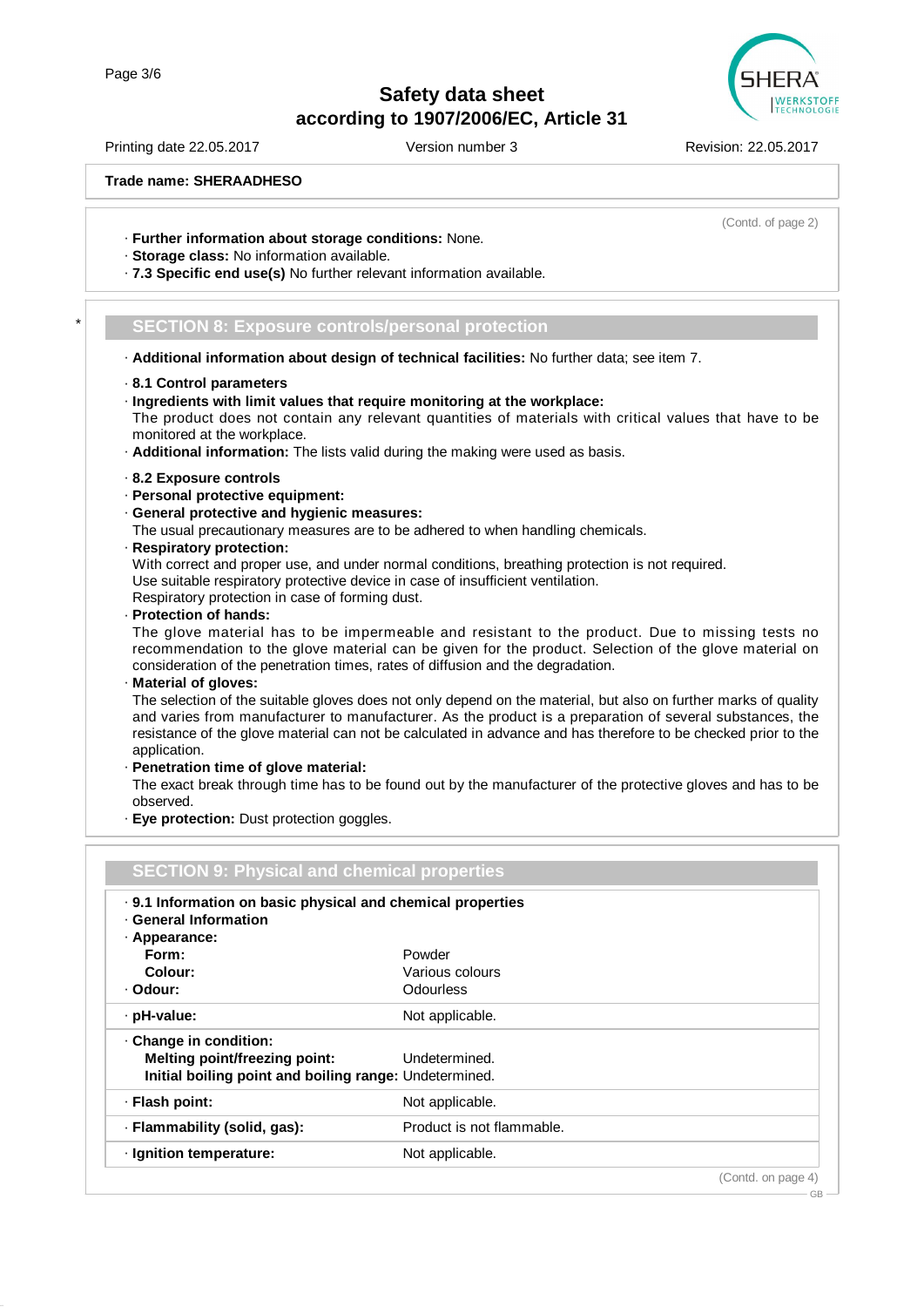Trade name: SHERAADHESO

(Contd. of page 2)

· **Further information about storage conditions:** None.
· **Storage class:** No information available.
· **7.3 Specific end use(s)** No further relevant information available.

\* 

## SECTION 8: Exposure controls/personal protection

· **Additional information about design of technical facilities:** No further data; see item 7.

· **8.1 Control parameters**
· **Ingredients with limit values that require monitoring at the workplace:**
The product does not contain any relevant quantities of materials with critical values that have to be monitored at the workplace.
· **Additional information:** The lists valid during the making were used as basis.

· **8.2 Exposure controls**
· **Personal protective equipment:**
· **General protective and hygienic measures:**
The usual precautionary measures are to be adhered to when handling chemicals.
· **Respiratory protection:**
With correct and proper use, and under normal conditions, breathing protection is not required.
Use suitable respiratory protective device in case of insufficient ventilation.
Respiratory protection in case of forming dust.
· **Protection of hands:**
The glove material has to be impermeable and resistant to the product. Due to missing tests no recommendation to the glove material can be given for the product. Selection of the glove material on consideration of the penetration times, rates of diffusion and the degradation.
· **Material of gloves:**
The selection of the suitable gloves does not only depend on the material, but also on further marks of quality and varies from manufacturer to manufacturer. As the product is a preparation of several substances, the resistance of the glove material can not be calculated in advance and has therefore to be checked prior to the application.
· **Penetration time of glove material:**
The exact break through time has to be found out by the manufacturer of the protective gloves and has to be observed.
· **Eye protection:** Dust protection goggles.

## SECTION 9: Physical and chemical properties

· **9.1 Information on basic physical and chemical properties**
· **General Information**
· **Appearance:**

| | |
|---|---|
| **Form:** | Powder |
| **Colour:** | Various colours |
| · **Odour:** | Odourless |
| · **pH-value:** | Not applicable. |
| · **Change in condition:** | |
| **Melting point/freezing point:** | Undetermined. |
| **Initial boiling point and boiling range:** | Undetermined. |
| · **Flash point:** | Not applicable. |
| · **Flammability (solid, gas):** | Product is not flammable. |
| · **Ignition temperature:** | Not applicable. |

(Contd. on page 4)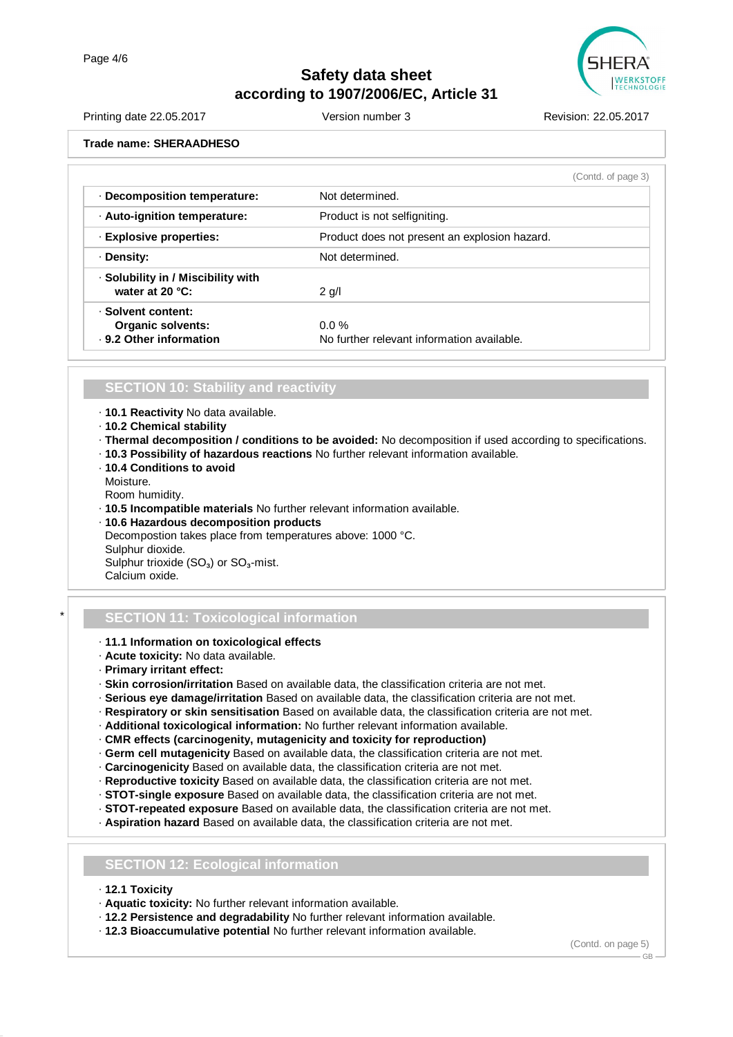**Trade name: SHERAADHESO**

(Contd. of page 3)

| | |
|---|---|
| · **Decomposition temperature:** | Not determined. |
| · **Auto-ignition temperature:** | Product is not selfigniting. |
| · **Explosive properties:** | Product does not present an explosion hazard. |
| · **Density:** | Not determined. |
| · **Solubility in / Miscibility with water at 20 °C:** | 2 g/l |
| · **Solvent content:** **Organic solvents:** | 0.0 % |
| · **9.2 Other information** | No further relevant information available. |

## SECTION 10: Stability and reactivity

- · **10.1 Reactivity** No data available.
- · **10.2 Chemical stability**
- · **Thermal decomposition / conditions to be avoided:** No decomposition if used according to specifications.
- · **10.3 Possibility of hazardous reactions** No further relevant information available.
- · **10.4 Conditions to avoid**
  Moisture.
  Room humidity.
- · **10.5 Incompatible materials** No further relevant information available.
- · **10.6 Hazardous decomposition products**
  Decompostion takes place from temperatures above: 1000 °C.
  Sulphur dioxide.
  Sulphur trioxide ($SO_3$) or $SO_3$-mist.
  Calcium oxide.

\* 
## SECTION 11: Toxicological information

- · **11.1 Information on toxicological effects**
- · **Acute toxicity:** No data available.
- · **Primary irritant effect:**
- · **Skin corrosion/irritation** Based on available data, the classification criteria are not met.
- · **Serious eye damage/irritation** Based on available data, the classification criteria are not met.
- · **Respiratory or skin sensitisation** Based on available data, the classification criteria are not met.
- · **Additional toxicological information:** No further relevant information available.
- · **CMR effects (carcinogenity, mutagenicity and toxicity for reproduction)**
- · **Germ cell mutagenicity** Based on available data, the classification criteria are not met.
- · **Carcinogenicity** Based on available data, the classification criteria are not met.
- · **Reproductive toxicity** Based on available data, the classification criteria are not met.
- · **STOT-single exposure** Based on available data, the classification criteria are not met.
- · **STOT-repeated exposure** Based on available data, the classification criteria are not met.
- · **Aspiration hazard** Based on available data, the classification criteria are not met.

## SECTION 12: Ecological information

- · **12.1 Toxicity**
- · **Aquatic toxicity:** No further relevant information available.
- · **12.2 Persistence and degradability** No further relevant information available.
- · **12.3 Bioaccumulative potential** No further relevant information available.

(Contd. on page 5)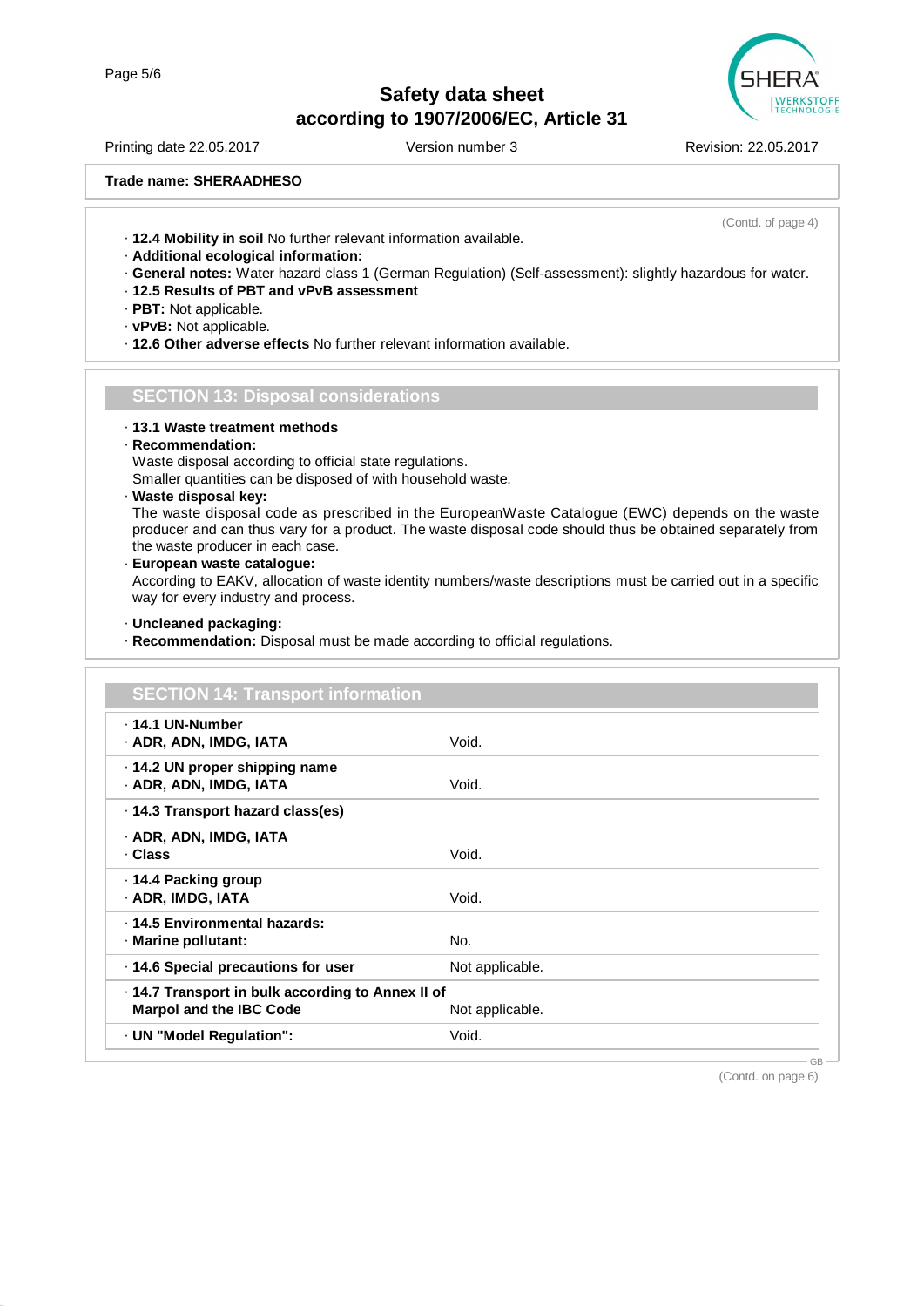**Trade name: SHERAADHESO**

(Contd. of page 4)

· **12.4 Mobility in soil** No further relevant information available.
· **Additional ecological information:**
· **General notes:** Water hazard class 1 (German Regulation) (Self-assessment): slightly hazardous for water.
· **12.5 Results of PBT and vPvB assessment**
· **PBT:** Not applicable.
· **vPvB:** Not applicable.
· **12.6 Other adverse effects** No further relevant information available.

## SECTION 13: Disposal considerations

· **13.1 Waste treatment methods**
· **Recommendation:**
Waste disposal according to official state regulations.
Smaller quantities can be disposed of with household waste.
· **Waste disposal key:**
The waste disposal code as prescribed in the EuropeanWaste Catalogue (EWC) depends on the waste producer and can thus vary for a product. The waste disposal code should thus be obtained separately from the waste producer in each case.
· **European waste catalogue:**
According to EAKV, allocation of waste identity numbers/waste descriptions must be carried out in a specific way for every industry and process.

· **Uncleaned packaging:**
· **Recommendation:** Disposal must be made according to official regulations.

## SECTION 14: Transport information

| | |
|---|---|
| · **14.1 UN-Number**<br>· **ADR, ADN, IMDG, IATA** | Void. |
| · **14.2 UN proper shipping name**<br>· **ADR, ADN, IMDG, IATA** | Void. |
| · **14.3 Transport hazard class(es)**<br><br>· **ADR, ADN, IMDG, IATA**<br>· **Class** | Void. |
| · **14.4 Packing group**<br>· **ADR, IMDG, IATA** | Void. |
| · **14.5 Environmental hazards:**<br>· **Marine pollutant:** | No. |
| · **14.6 Special precautions for user** | Not applicable. |
| · **14.7 Transport in bulk according to Annex II of Marpol and the IBC Code** | Not applicable. |
| · **UN "Model Regulation":** | Void. |

(Contd. on page 6)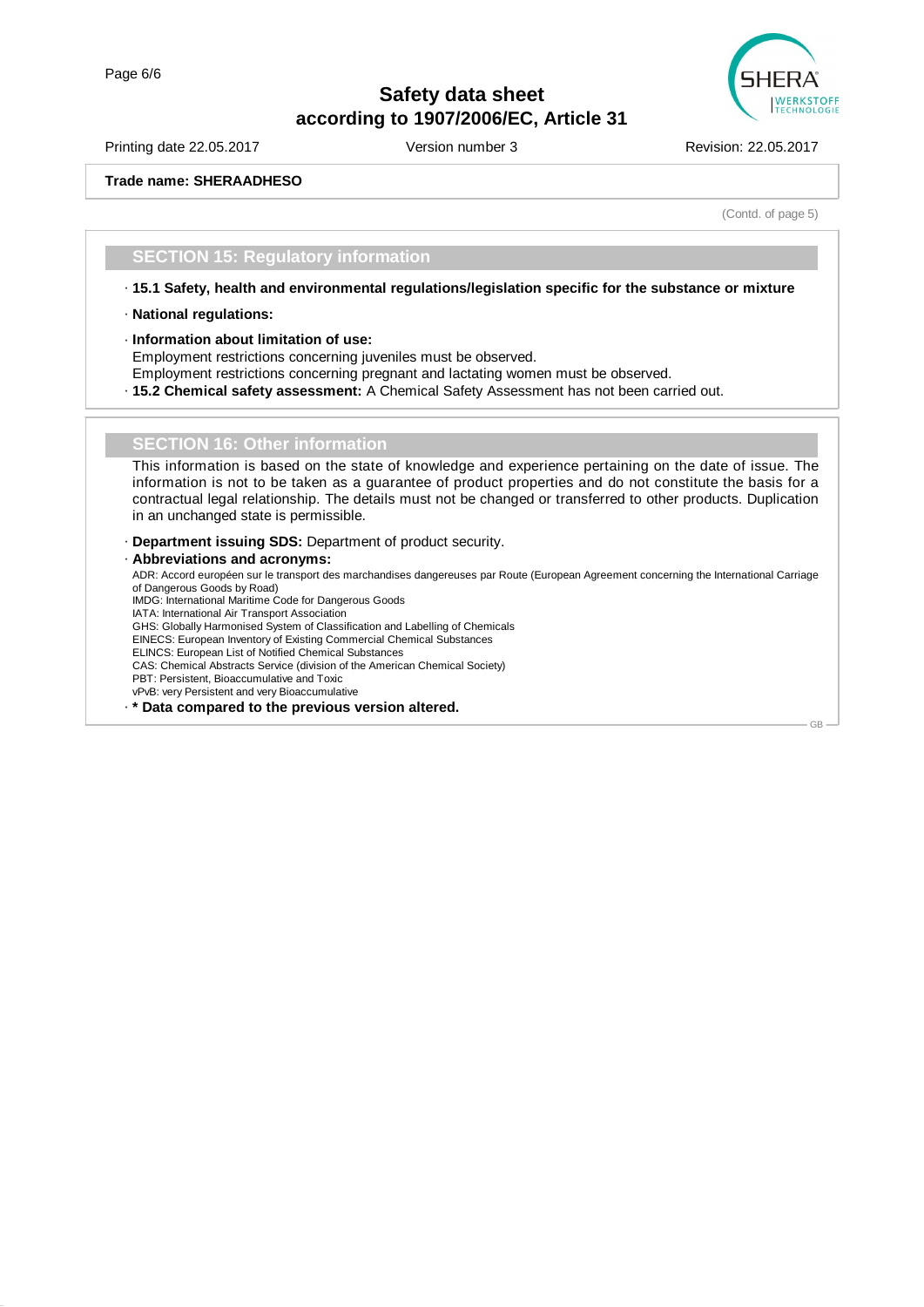Trade name: SHERAADHESO

(Contd. of page 5)

## SECTION 15: Regulatory information

· **15.1 Safety, health and environmental regulations/legislation specific for the substance or mixture**

· **National regulations:**

· **Information about limitation of use:**
Employment restrictions concerning juveniles must be observed.
Employment restrictions concerning pregnant and lactating women must be observed.

· **15.2 Chemical safety assessment:** A Chemical Safety Assessment has not been carried out.

## SECTION 16: Other information

This information is based on the state of knowledge and experience pertaining on the date of issue. The information is not to be taken as a guarantee of product properties and do not constitute the basis for a contractual legal relationship. The details must not be changed or transferred to other products. Duplication in an unchanged state is permissible.

· **Department issuing SDS:** Department of product security.

· **Abbreviations and acronyms:**
ADR: Accord européen sur le transport des marchandises dangereuses par Route (European Agreement concerning the International Carriage of Dangerous Goods by Road)
IMDG: International Maritime Code for Dangerous Goods
IATA: International Air Transport Association
GHS: Globally Harmonised System of Classification and Labelling of Chemicals
EINECS: European Inventory of Existing Commercial Chemical Substances
ELINCS: European List of Notified Chemical Substances
CAS: Chemical Abstracts Service (division of the American Chemical Society)
PBT: Persistent, Bioaccumulative and Toxic
vPvB: very Persistent and very Bioaccumulative

· **\* Data compared to the previous version altered.**